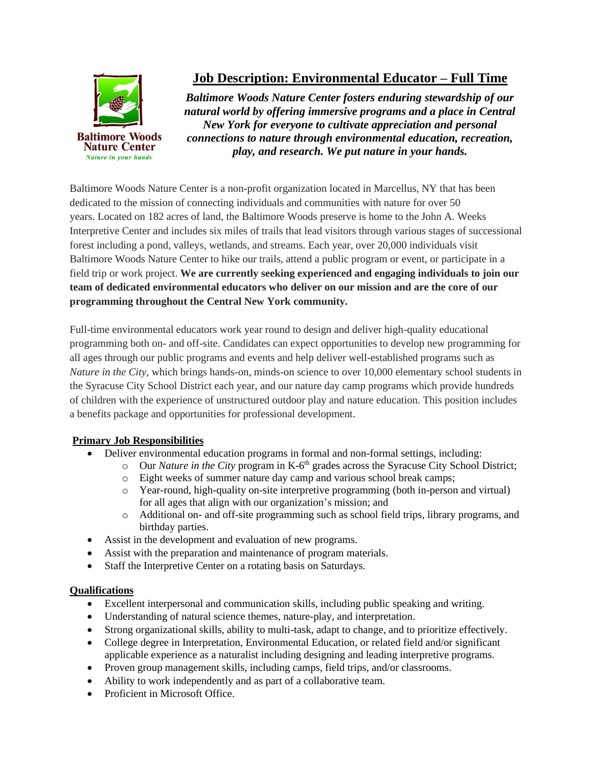Baltimore Woods Nature Center
*Nature in your hands*

# Job Description: Environmental Educator – Full Time

***Baltimore Woods Nature Center fosters enduring stewardship of our natural world by offering immersive programs and a place in Central New York for everyone to cultivate appreciation and personal connections to nature through environmental education, recreation, play, and research. We put nature in your hands.***

Baltimore Woods Nature Center is a non-profit organization located in Marcellus, NY that has been dedicated to the mission of connecting individuals and communities with nature for over 50 years. Located on 182 acres of land, the Baltimore Woods preserve is home to the John A. Weeks Interpretive Center and includes six miles of trails that lead visitors through various stages of successional forest including a pond, valleys, wetlands, and streams. Each year, over 20,000 individuals visit Baltimore Woods Nature Center to hike our trails, attend a public program or event, or participate in a field trip or work project. **We are currently seeking experienced and engaging individuals to join our team of dedicated environmental educators who deliver on our mission and are the core of our programming throughout the Central New York community.**

Full-time environmental educators work year round to design and deliver high-quality educational programming both on- and off-site. Candidates can expect opportunities to develop new programming for all ages through our public programs and events and help deliver well-established programs such as *Nature in the City*, which brings hands-on, minds-on science to over 10,000 elementary school students in the Syracuse City School District each year, and our nature day camp programs which provide hundreds of children with the experience of unstructured outdoor play and nature education. This position includes a benefits package and opportunities for professional development.

## Primary Job Responsibilities

- Deliver environmental education programs in formal and non-formal settings, including:
  - Our *Nature in the City* program in K-6th grades across the Syracuse City School District;
  - Eight weeks of summer nature day camp and various school break camps;
  - Year-round, high-quality on-site interpretive programming (both in-person and virtual) for all ages that align with our organization's mission; and
  - Additional on- and off-site programming such as school field trips, library programs, and birthday parties.
- Assist in the development and evaluation of new programs.
- Assist with the preparation and maintenance of program materials.
- Staff the Interpretive Center on a rotating basis on Saturdays.

## Qualifications

- Excellent interpersonal and communication skills, including public speaking and writing.
- Understanding of natural science themes, nature-play, and interpretation.
- Strong organizational skills, ability to multi-task, adapt to change, and to prioritize effectively.
- College degree in Interpretation, Environmental Education, or related field and/or significant applicable experience as a naturalist including designing and leading interpretive programs.
- Proven group management skills, including camps, field trips, and/or classrooms.
- Ability to work independently and as part of a collaborative team.
- Proficient in Microsoft Office.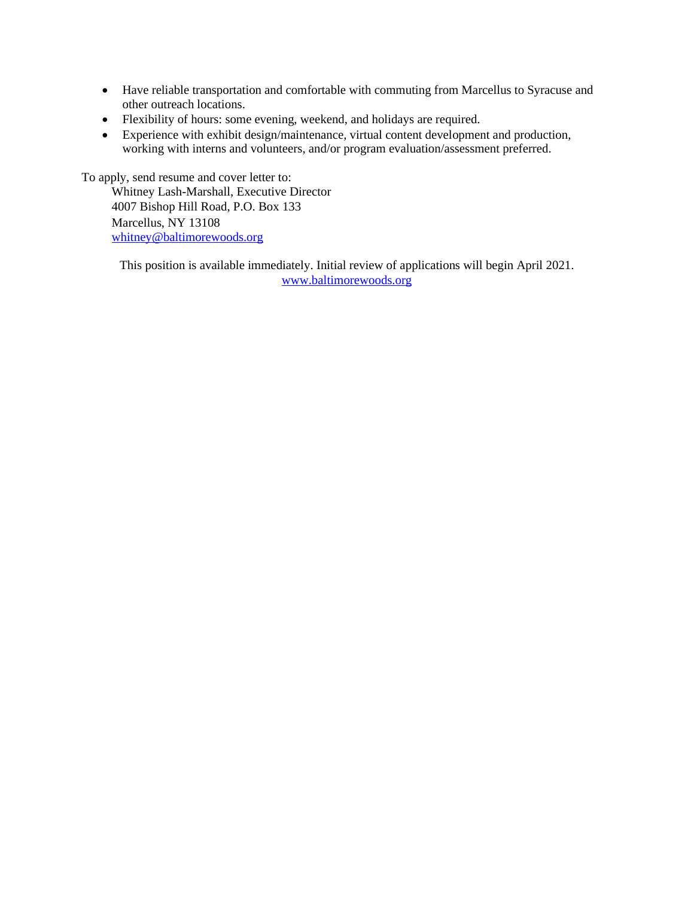- Have reliable transportation and comfortable with commuting from Marcellus to Syracuse and other outreach locations.
- Flexibility of hours: some evening, weekend, and holidays are required.
- Experience with exhibit design/maintenance, virtual content development and production, working with interns and volunteers, and/or program evaluation/assessment preferred.

To apply, send resume and cover letter to:

Whitney Lash-Marshall, Executive Director
4007 Bishop Hill Road, P.O. Box 133
Marcellus, NY 13108
whitney@baltimorewoods.org

This position is available immediately. Initial review of applications will begin April 2021.
www.baltimorewoods.org